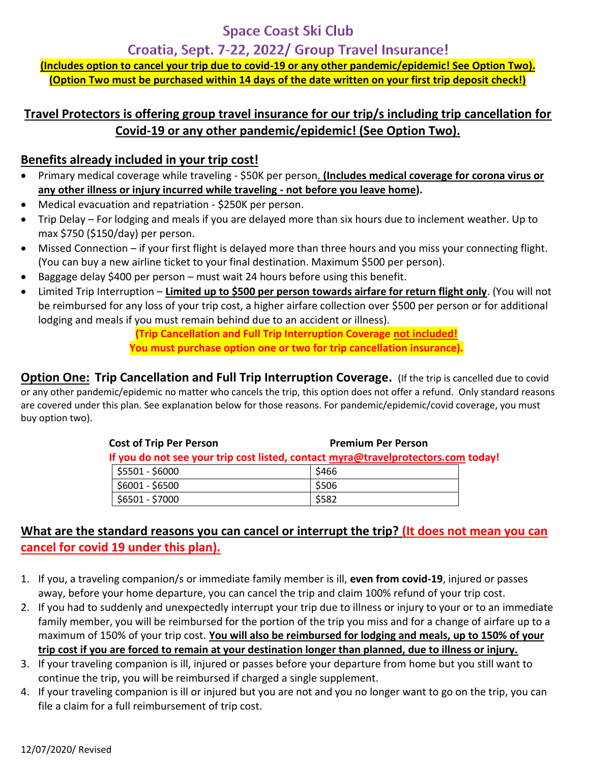# Space Coast Ski Club

## Croatia, Sept. 7-22, 2022/ Group Travel Insurance!

**(Includes option to cancel your trip due to covid-19 or any other pandemic/epidemic! See Option Two).**
**(Option Two must be purchased within 14 days of the date written on your first trip deposit check!)**

## Travel Protectors is offering group travel insurance for our trip/s including trip cancellation for Covid-19 or any other pandemic/epidemic! (See Option Two).

### Benefits already included in your trip cost!

- Primary medical coverage while traveling - $50K per person. **(Includes medical coverage for corona virus or any other illness or injury incurred while traveling - not before you leave home).**
- Medical evacuation and repatriation - $250K per person.
- Trip Delay – For lodging and meals if you are delayed more than six hours due to inclement weather. Up to max $750 ($150/day) per person.
- Missed Connection – if your first flight is delayed more than three hours and you miss your connecting flight. (You can buy a new airline ticket to your final destination. Maximum $500 per person).
- Baggage delay $400 per person – must wait 24 hours before using this benefit.
- Limited Trip Interruption – **Limited up to $500 per person towards airfare for return flight only**. (You will not be reimbursed for any loss of your trip cost, a higher airfare collection over $500 per person or for additional lodging and meals if you must remain behind due to an accident or illness).

**(Trip Cancellation and Full Trip Interruption Coverage not included!**
**You must purchase option one or two for trip cancellation insurance).**

### Option One: Trip Cancellation and Full Trip Interruption Coverage.

(If the trip is cancelled due to covid or any other pandemic/epidemic no matter who cancels the trip, this option does not offer a refund. Only standard reasons are covered under this plan. See explanation below for those reasons. For pandemic/epidemic/covid coverage, you must buy option two).

**If you do not see your trip cost listed, contact myra@travelprotectors.com today!**

| Cost of Trip Per Person | Premium Per Person |
|---|---|
| $5501 - $6000 | $466 |
| $6001 - $6500 | $506 |
| $6501 - $7000 | $582 |

### What are the standard reasons you can cancel or interrupt the trip? (It does not mean you can cancel for covid 19 under this plan).

1. If you, a traveling companion/s or immediate family member is ill, **even from covid-19**, injured or passes away, before your home departure, you can cancel the trip and claim 100% refund of your trip cost.
2. If you had to suddenly and unexpectedly interrupt your trip due to illness or injury to your or to an immediate family member, you will be reimbursed for the portion of the trip you miss and for a change of airfare up to a maximum of 150% of your trip cost. **You will also be reimbursed for lodging and meals, up to 150% of your trip cost if you are forced to remain at your destination longer than planned, due to illness or injury.**
3. If your traveling companion is ill, injured or passes before your departure from home but you still want to continue the trip, you will be reimbursed if charged a single supplement.
4. If your traveling companion is ill or injured but you are not and you no longer want to go on the trip, you can file a claim for a full reimbursement of trip cost.

12/07/2020/ Revised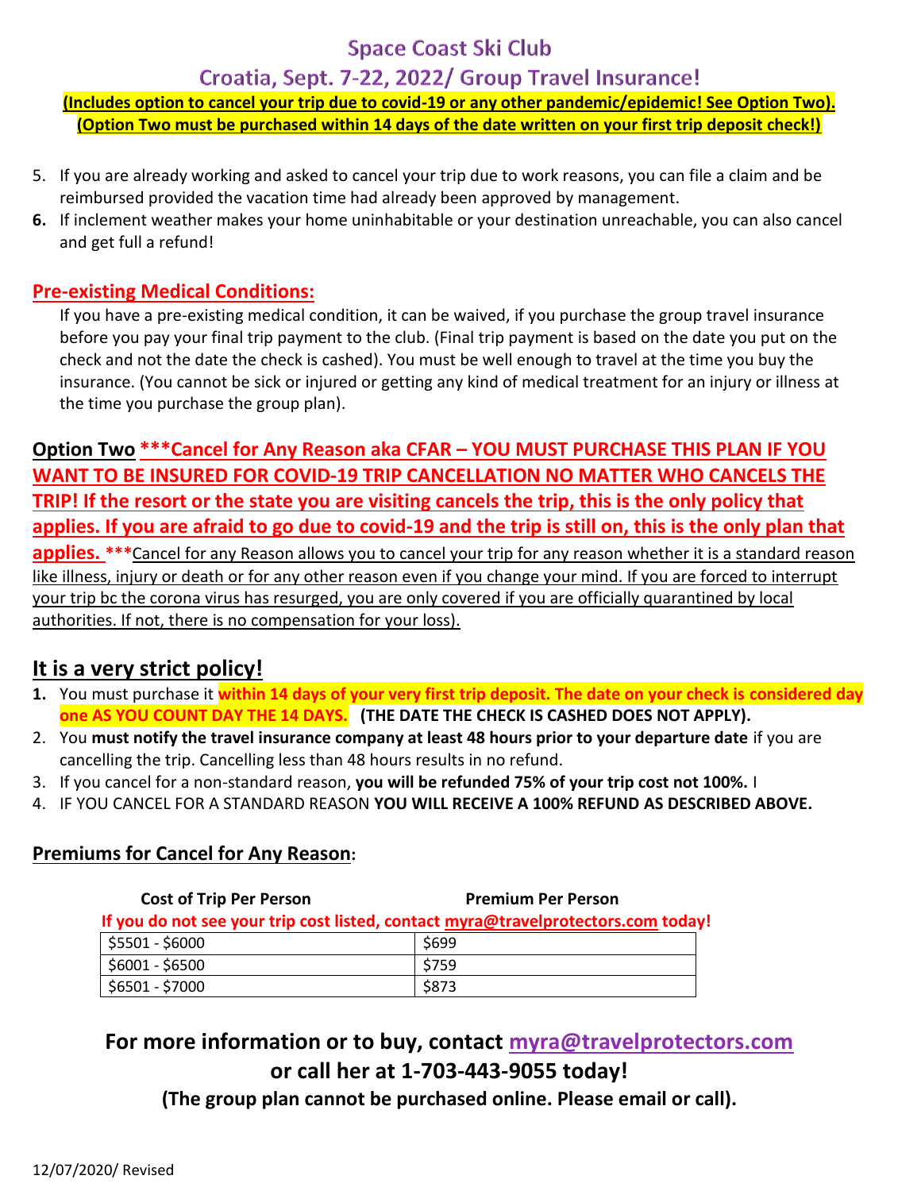# Space Coast Ski Club

## Croatia, Sept. 7-22, 2022/ Group Travel Insurance!

**(Includes option to cancel your trip due to covid-19 or any other pandemic/epidemic! See Option Two).**
**(Option Two must be purchased within 14 days of the date written on your first trip deposit check!)**

5. If you are already working and asked to cancel your trip due to work reasons, you can file a claim and be reimbursed provided the vacation time had already been approved by management.
6. If inclement weather makes your home uninhabitable or your destination unreachable, you can also cancel and get full a refund!

## Pre-existing Medical Conditions:

If you have a pre-existing medical condition, it can be waived, if you purchase the group travel insurance before you pay your final trip payment to the club. (Final trip payment is based on the date you put on the check and not the date the check is cashed). You must be well enough to travel at the time you buy the insurance. (You cannot be sick or injured or getting any kind of medical treatment for an injury or illness at the time you purchase the group plan).

**Option Two** **\*\*\*Cancel for Any Reason aka CFAR – YOU MUST PURCHASE THIS PLAN IF YOU WANT TO BE INSURED FOR COVID-19 TRIP CANCELLATION NO MATTER WHO CANCELS THE TRIP! If the resort or the state you are visiting cancels the trip, this is the only policy that applies. If you are afraid to go due to covid-19 and the trip is still on, this is the only plan that applies. \*\*\***Cancel for any Reason allows you to cancel your trip for any reason whether it is a standard reason like illness, injury or death or for any other reason even if you change your mind. If you are forced to interrupt your trip bc the corona virus has resurged, you are only covered if you are officially quarantined by local authorities. If not, there is no compensation for your loss).

## It is a very strict policy!

1. You must purchase it **within 14 days of your very first trip deposit. The date on your check is considered day one AS YOU COUNT DAY THE 14 DAYS.** **(THE DATE THE CHECK IS CASHED DOES NOT APPLY).**
2. You **must notify the travel insurance company at least 48 hours prior to your departure date** if you are cancelling the trip. Cancelling less than 48 hours results in no refund.
3. If you cancel for a non-standard reason, **you will be refunded 75% of your trip cost not 100%.** I
4. IF YOU CANCEL FOR A STANDARD REASON **YOU WILL RECEIVE A 100% REFUND AS DESCRIBED ABOVE.**

### Premiums for Cancel for Any Reason:

**If you do not see your trip cost listed, contact myra@travelprotectors.com today!**

| Cost of Trip Per Person | Premium Per Person |
|---|---|
| \$5501 - \$6000 | \$699 |
| \$6001 - \$6500 | \$759 |
| \$6501 - \$7000 | \$873 |

**For more information or to buy, contact myra@travelprotectors.com or call her at 1-703-443-9055 today!**

**(The group plan cannot be purchased online. Please email or call).**

12/07/2020/ Revised